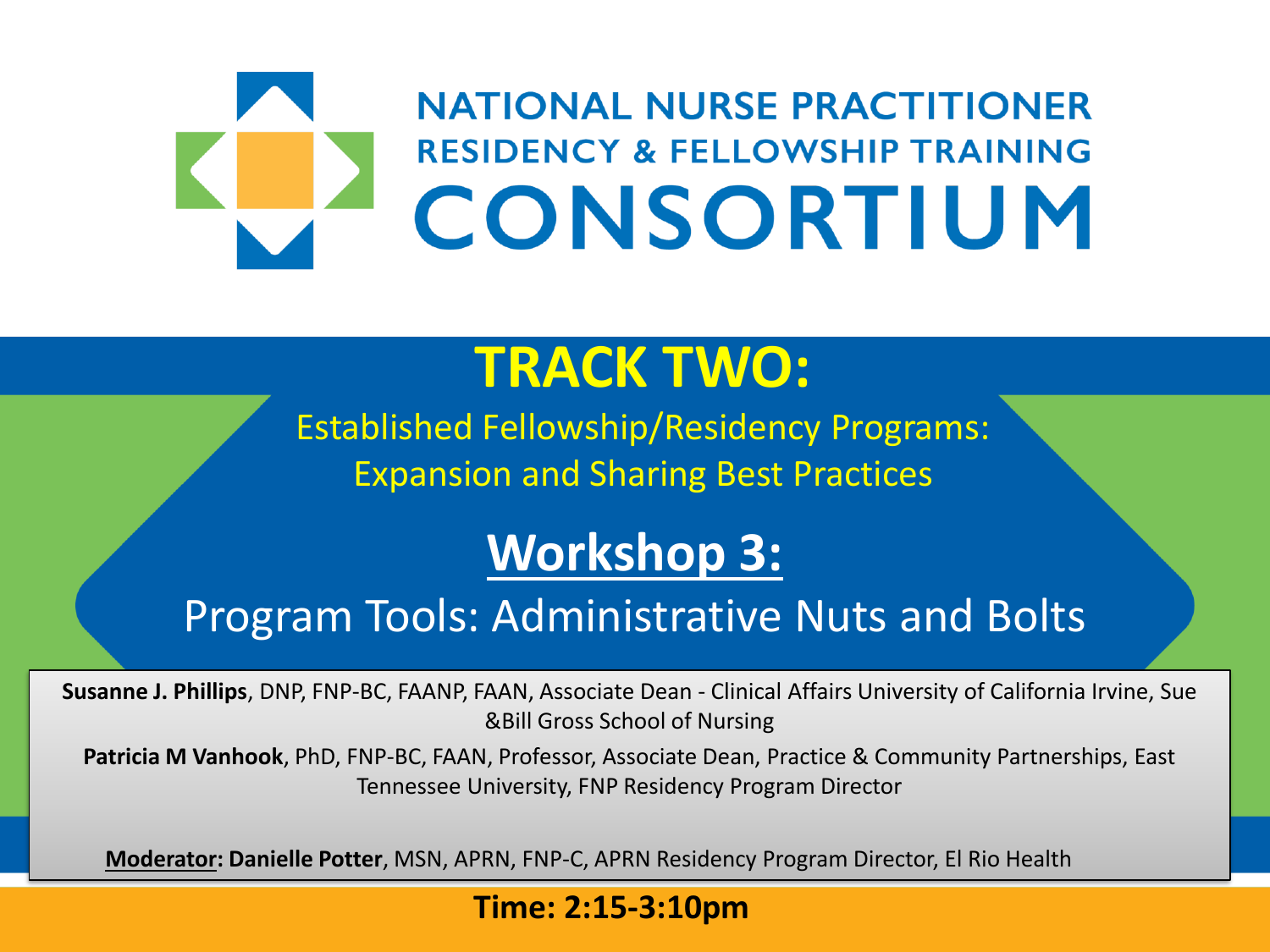# NATIONAL NURSE PRACTITIONER RESIDENCY & FELLOWSHIP TRAINING CONSORTIUM

## TRACK TWO:

Established Fellowship/Residency Programs: Expansion and Sharing Best Practices

## Workshop 3:

Program Tools: Administrative Nuts and Bolts

**Susanne J. Phillips**, DNP, FNP-BC, FAANP, FAAN, Associate Dean - Clinical Affairs University of California Irvine, Sue &Bill Gross School of Nursing

**Patricia M Vanhook**, PhD, FNP-BC, FAAN, Professor, Associate Dean, Practice & Community Partnerships, East Tennessee University, FNP Residency Program Director

**Moderator: Danielle Potter**, MSN, APRN, FNP-C, APRN Residency Program Director, El Rio Health

**Time: 2:15-3:10pm**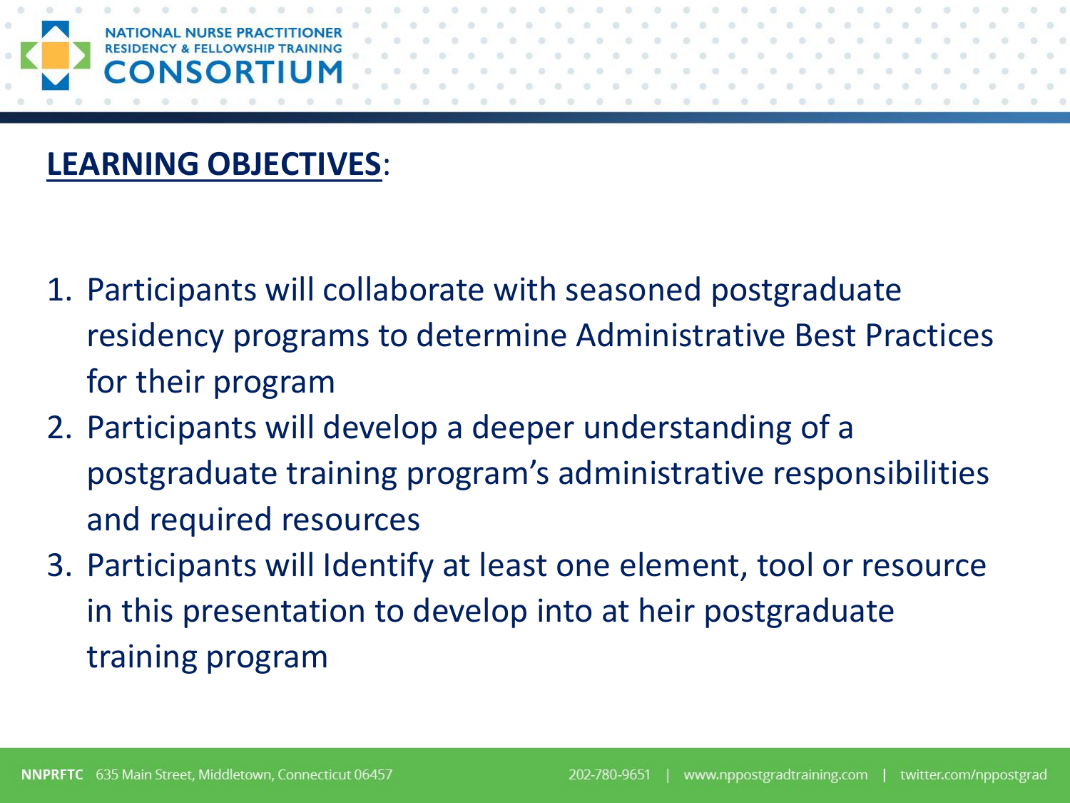## LEARNING OBJECTIVES:

1. Participants will collaborate with seasoned postgraduate residency programs to determine Administrative Best Practices for their program
2. Participants will develop a deeper understanding of a postgraduate training program's administrative responsibilities and required resources
3. Participants will Identify at least one element, tool or resource in this presentation to develop into at heir postgraduate training program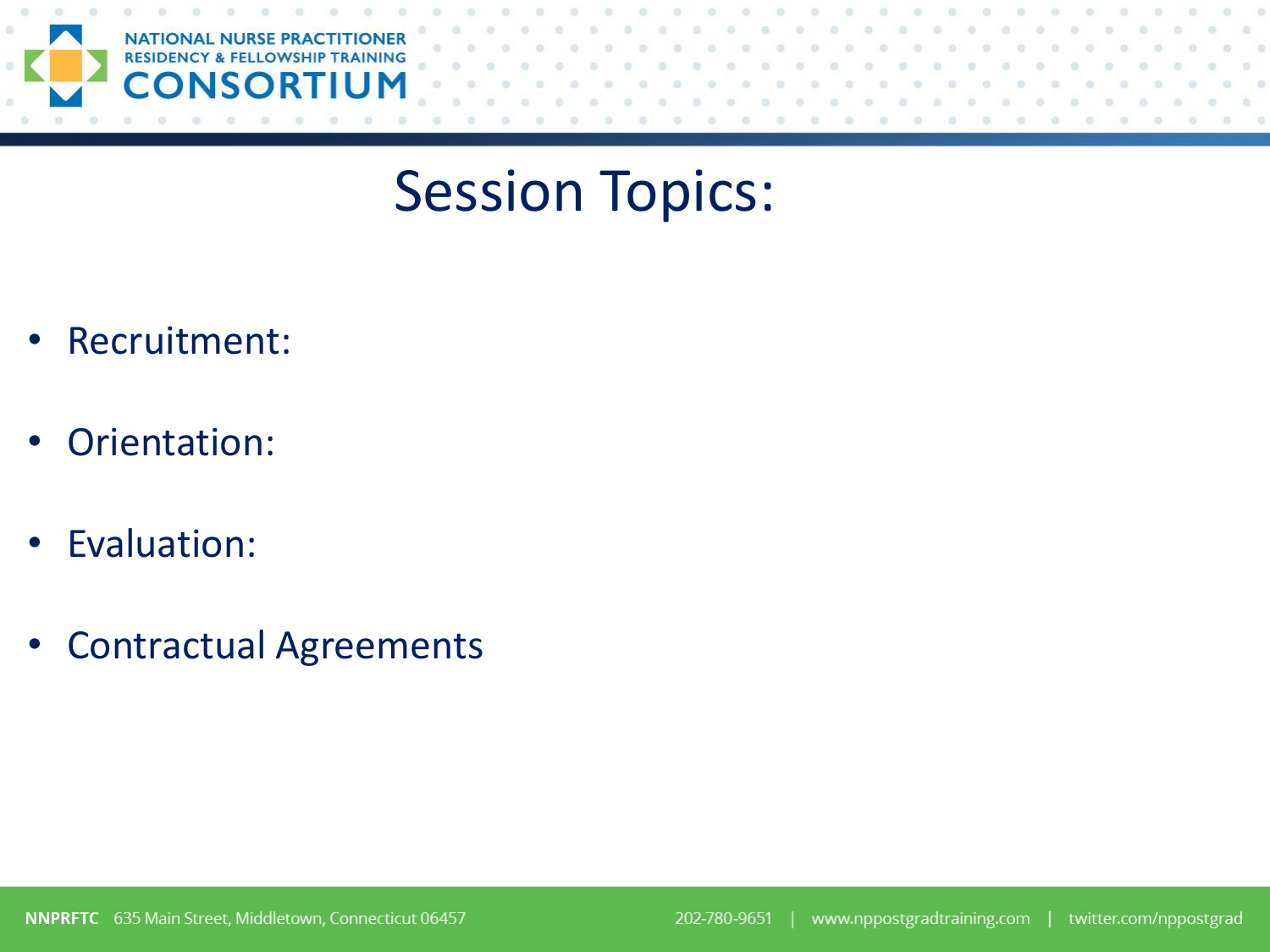# Session Topics:

- Recruitment:
- Orientation:
- Evaluation:
- Contractual Agreements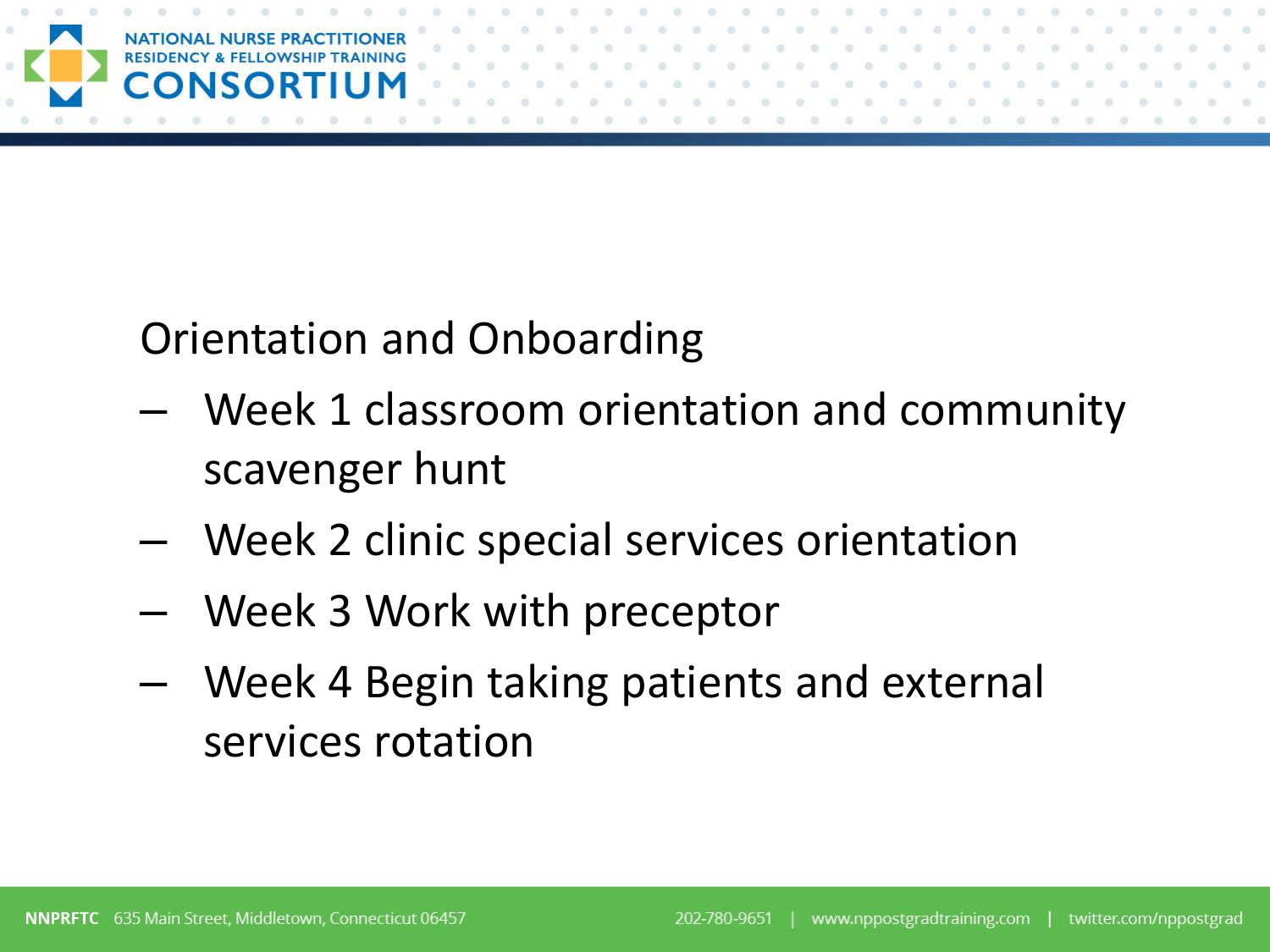Orientation and Onboarding

- Week 1 classroom orientation and community scavenger hunt
- Week 2 clinic special services orientation
- Week 3 Work with preceptor
- Week 4 Begin taking patients and external services rotation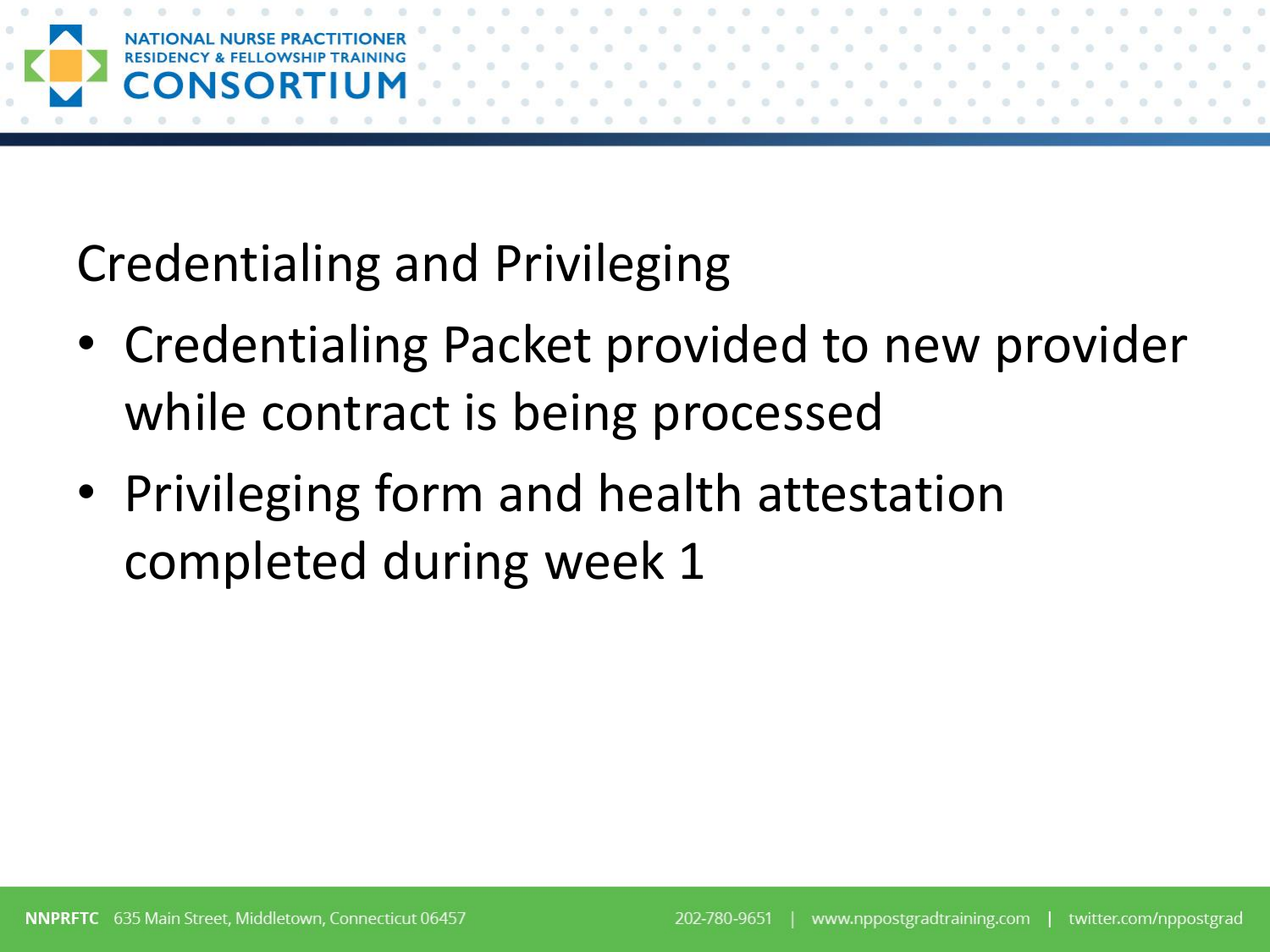## Credentialing and Privileging

- Credentialing Packet provided to new provider while contract is being processed
- Privileging form and health attestation completed during week 1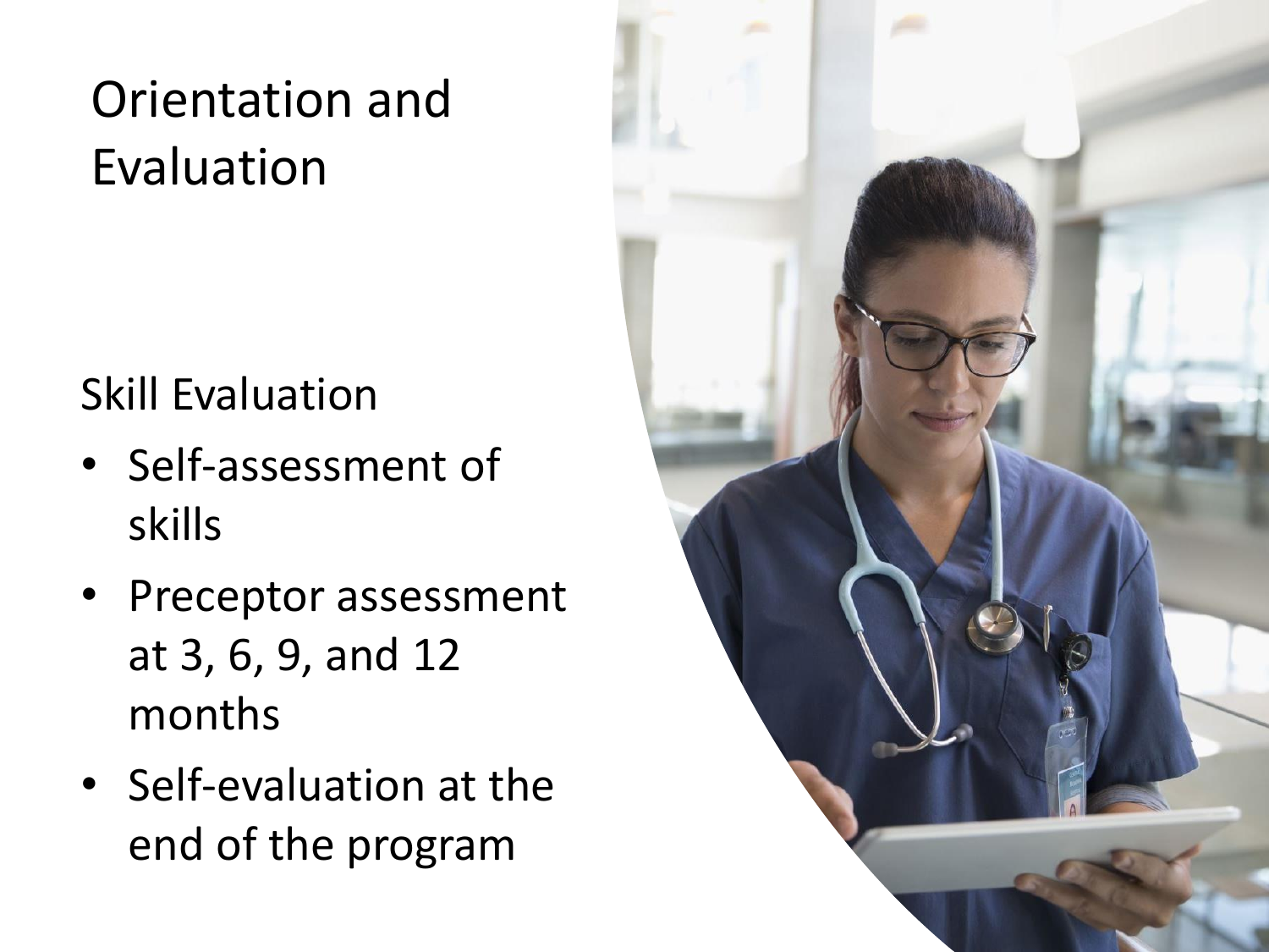# Orientation and Evaluation

## Skill Evaluation

- Self-assessment of skills
- Preceptor assessment at 3, 6, 9, and 12 months
- Self-evaluation at the end of the program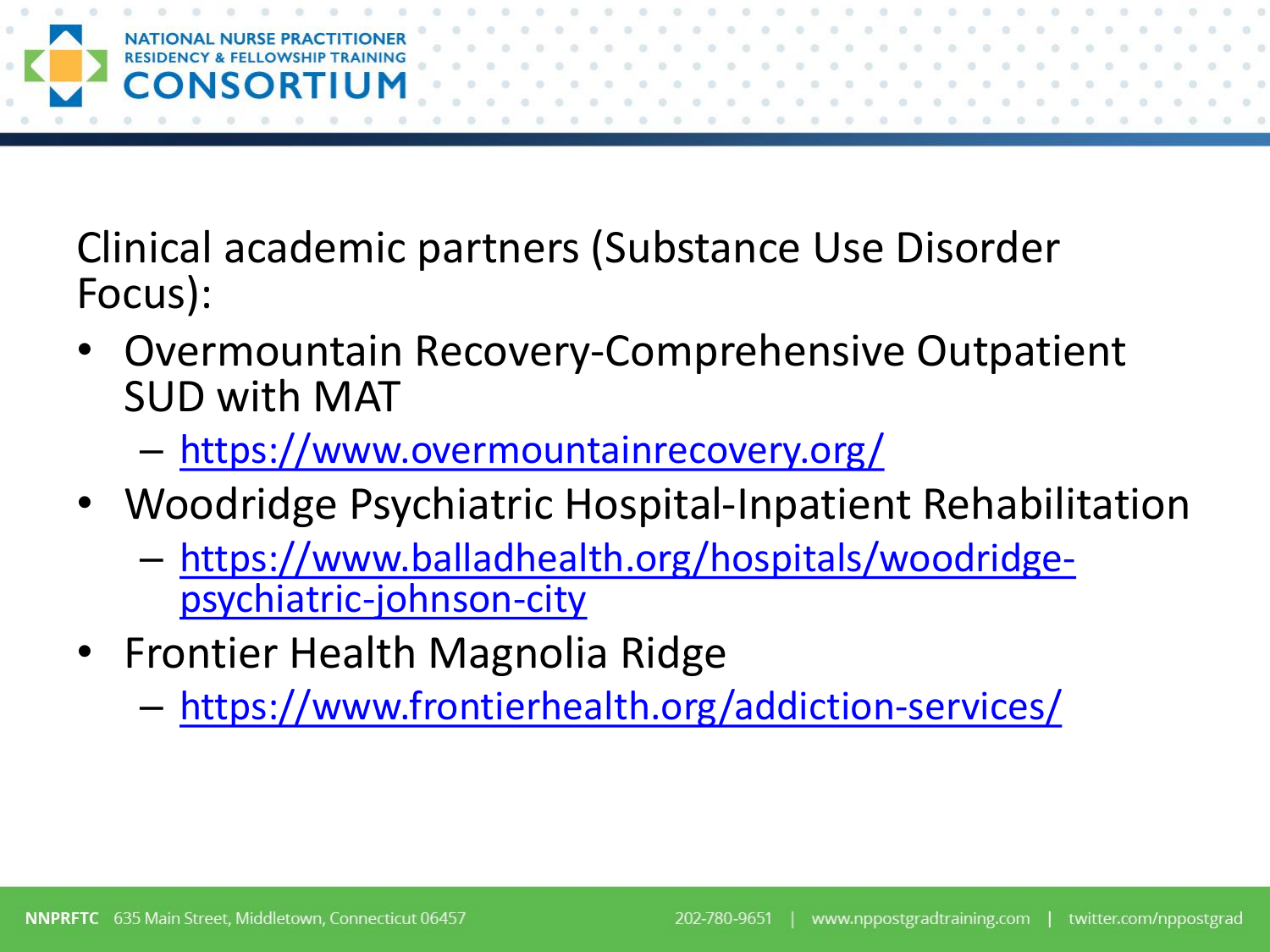Clinical academic partners (Substance Use Disorder Focus):

- Overmountain Recovery-Comprehensive Outpatient SUD with MAT
  - https://www.overmountainrecovery.org/
- Woodridge Psychiatric Hospital-Inpatient Rehabilitation
  - https://www.balladhealth.org/hospitals/woodridge-psychiatric-johnson-city
- Frontier Health Magnolia Ridge
  - https://www.frontierhealth.org/addiction-services/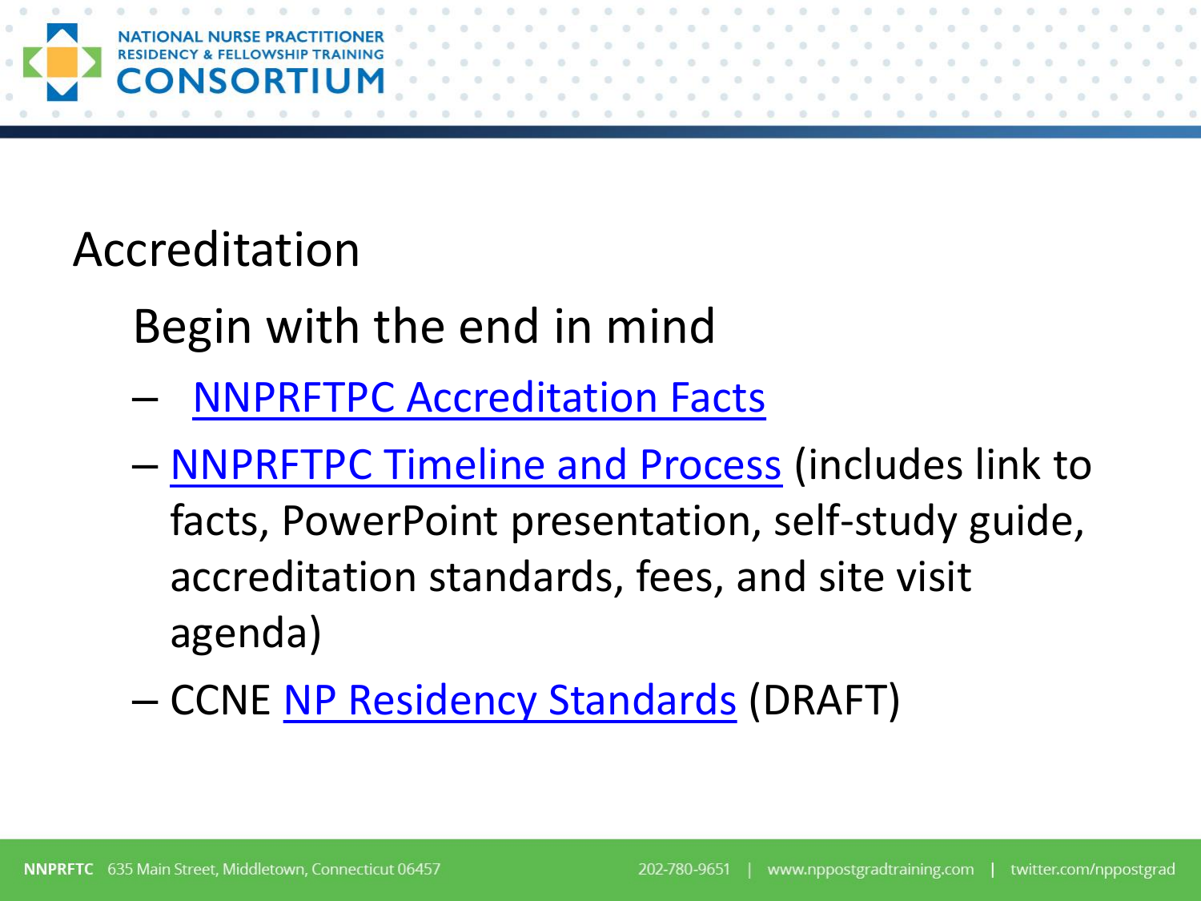# Accreditation

## Begin with the end in mind

- NNPRFTPC Accreditation Facts
- NNPRFTPC Timeline and Process (includes link to facts, PowerPoint presentation, self-study guide, accreditation standards, fees, and site visit agenda)
- CCNE NP Residency Standards (DRAFT)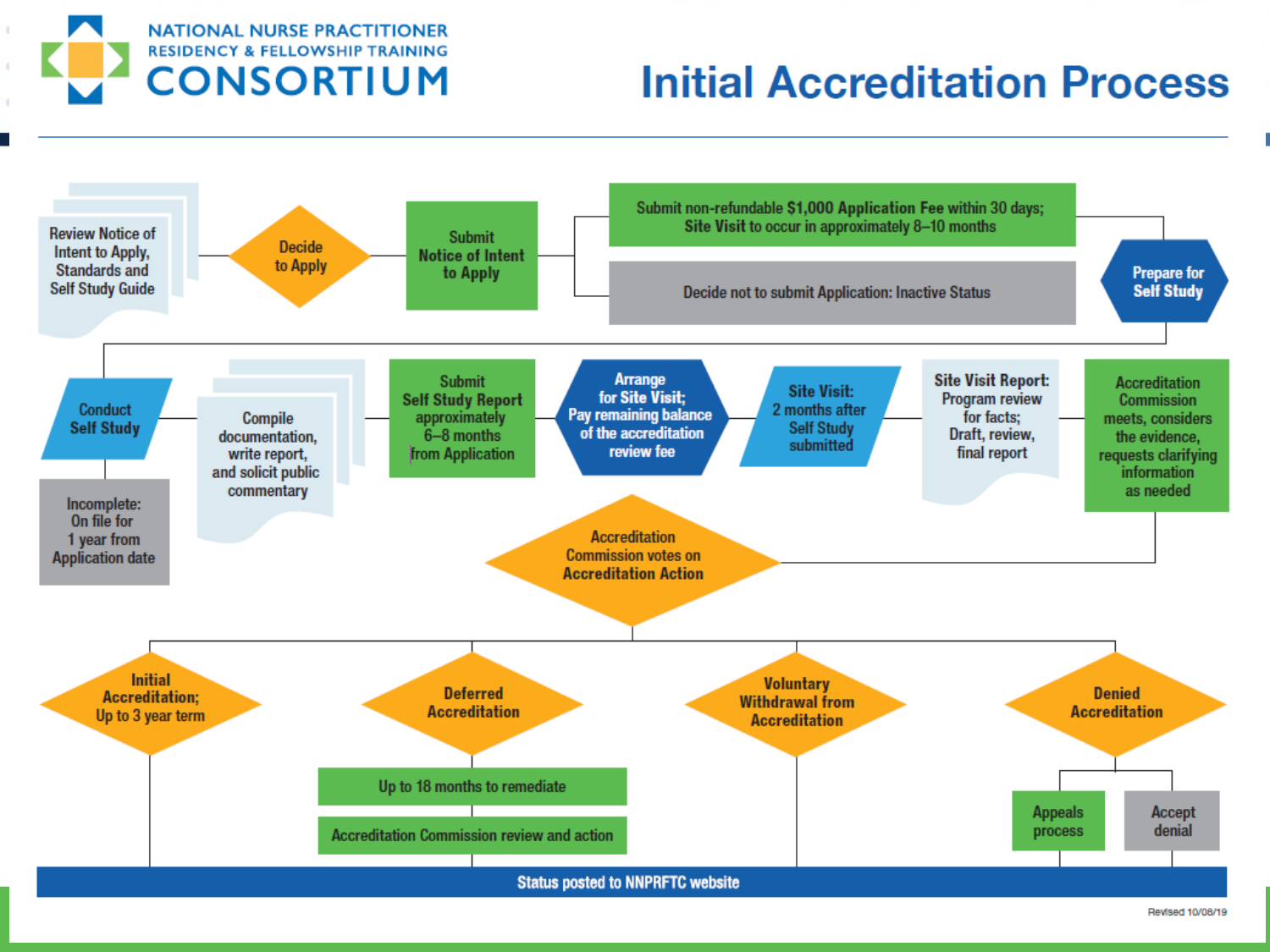# NATIONAL NURSE PRACTITIONER RESIDENCY & FELLOWSHIP TRAINING CONSORTIUM

# Initial Accreditation Process

Review Notice of Intent to Apply, Standards and Self Study Guide

Decide to Apply

Submit Notice of Intent to Apply

Submit non-refundable **$1,000 Application Fee** within 30 days; **Site Visit** to occur in approximately 8–10 months

Decide not to submit Application: Inactive Status

Prepare for Self Study

Conduct Self Study

Incomplete: On file for 1 year from Application date

Compile documentation, write report, and solicit public commentary

Submit **Self Study Report** approximately 6–8 months from Application

Arrange for **Site Visit**; Pay remaining balance of the accreditation review fee

**Site Visit:** 2 months after Self Study submitted

**Site Visit Report:** Program review for facts; Draft, review, final report

Accreditation Commission meets, considers the evidence, requests clarifying information as needed

Accreditation Commission votes on **Accreditation Action**

**Initial Accreditation;** Up to 3 year term

**Deferred Accreditation**

- Up to 18 months to remediate
- Accreditation Commission review and action

**Voluntary Withdrawal from Accreditation**

**Denied Accreditation**

- Appeals process
- Accept denial

**Status posted to NNPRFTC website**

Revised 10/08/19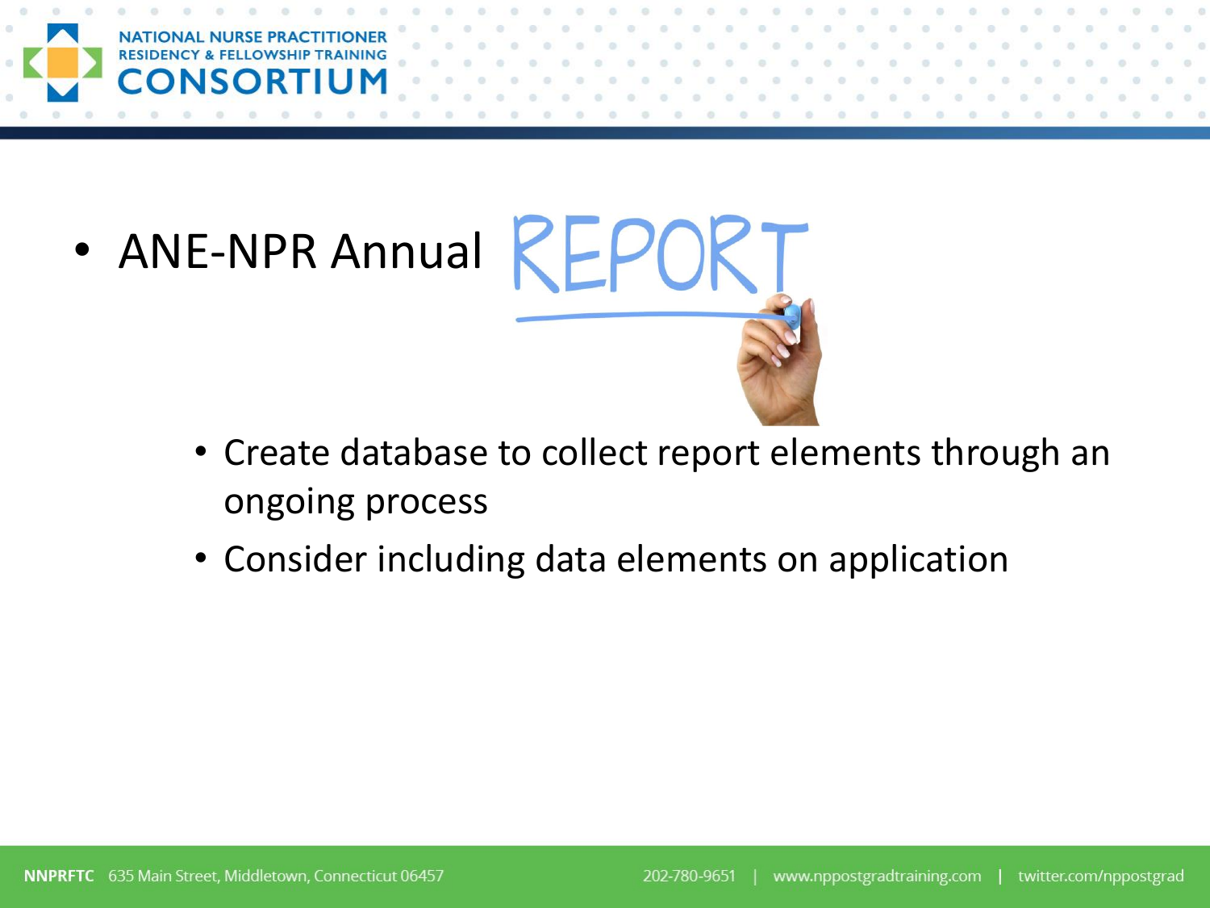- ANE-NPR Annual REPORT
  - Create database to collect report elements through an ongoing process
  - Consider including data elements on application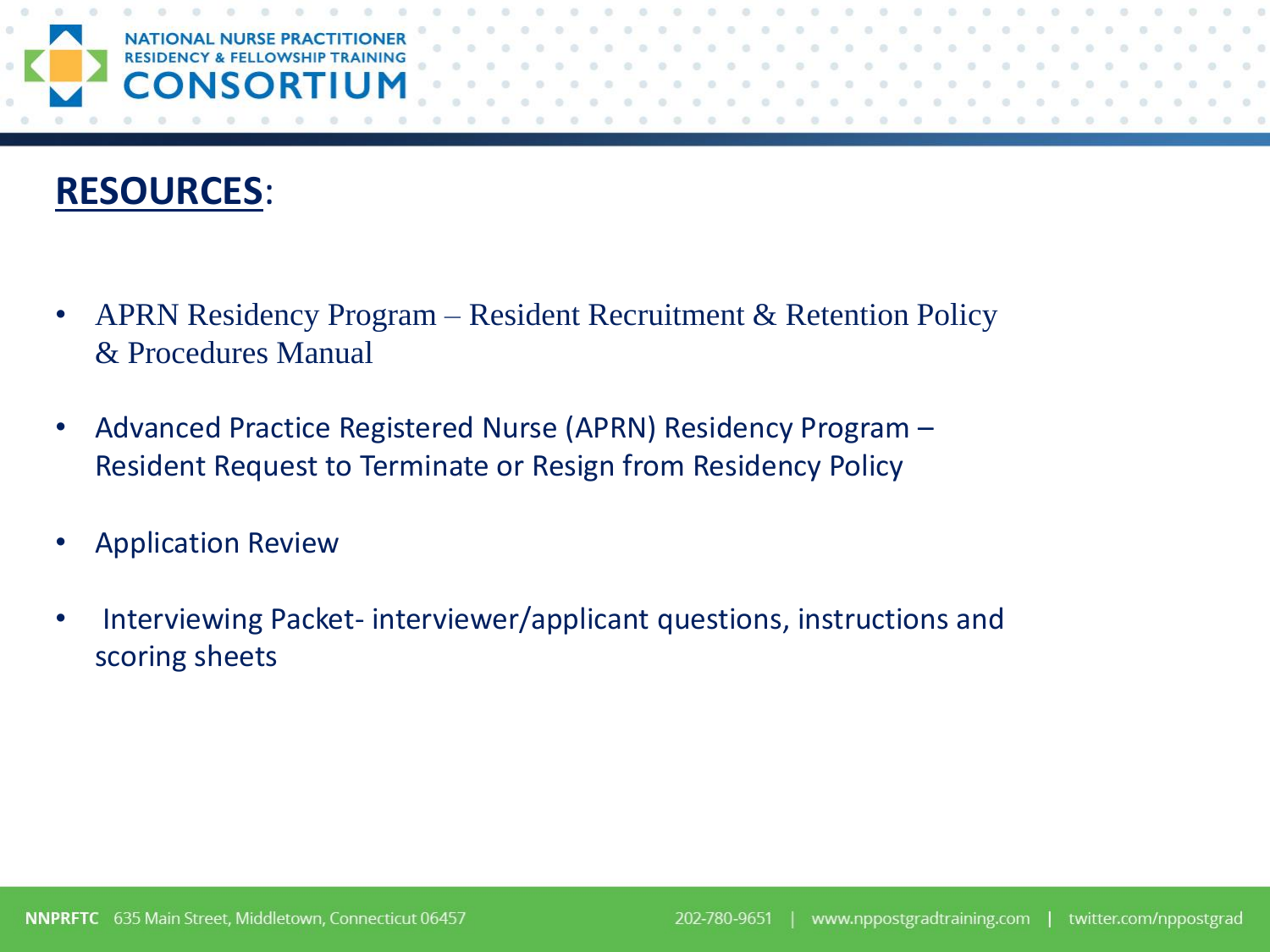## RESOURCES:

- APRN Residency Program – Resident Recruitment & Retention Policy & Procedures Manual
- Advanced Practice Registered Nurse (APRN) Residency Program – Resident Request to Terminate or Resign from Residency Policy
- Application Review
- Interviewing Packet- interviewer/applicant questions, instructions and scoring sheets